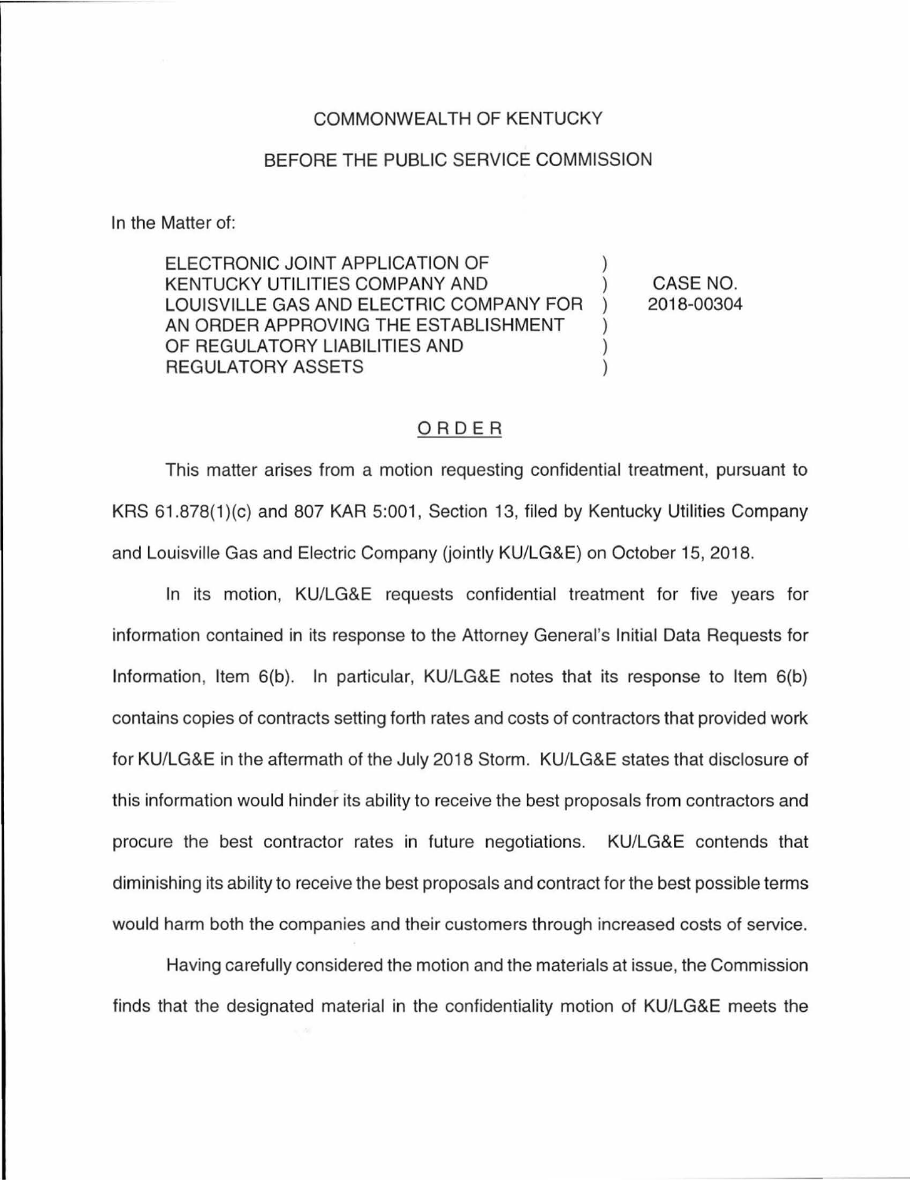COMMONWEALTH OF KENTUCKY

BEFORE THE PUBLIC SERVICE COMMISSION

In the Matter of:

| | | |
|---|---|---|
| ELECTRONIC JOINT APPLICATION OF KENTUCKY UTILITIES COMPANY AND LOUISVILLE GAS AND ELECTRIC COMPANY FOR AN ORDER APPROVING THE ESTABLISHMENT OF REGULATORY LIABILITIES AND REGULATORY ASSETS | ) | CASE NO. 2018-00304 |

# ORDER

This matter arises from a motion requesting confidential treatment, pursuant to KRS 61.878(1)(c) and 807 KAR 5:001, Section 13, filed by Kentucky Utilities Company and Louisville Gas and Electric Company (jointly KU/LG&E) on October 15, 2018.

In its motion, KU/LG&E requests confidential treatment for five years for information contained in its response to the Attorney General's Initial Data Requests for Information, Item 6(b). In particular, KU/LG&E notes that its response to Item 6(b) contains copies of contracts setting forth rates and costs of contractors that provided work for KU/LG&E in the aftermath of the July 2018 Storm. KU/LG&E states that disclosure of this information would hinder its ability to receive the best proposals from contractors and procure the best contractor rates in future negotiations. KU/LG&E contends that diminishing its ability to receive the best proposals and contract for the best possible terms would harm both the companies and their customers through increased costs of service.

Having carefully considered the motion and the materials at issue, the Commission finds that the designated material in the confidentiality motion of KU/LG&E meets the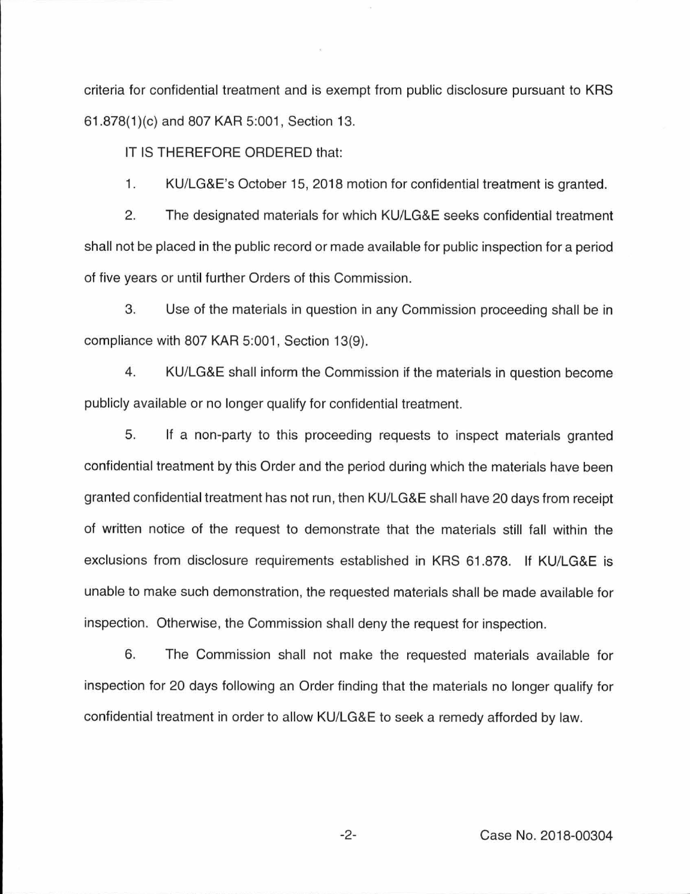criteria for confidential treatment and is exempt from public disclosure pursuant to KRS 61.878(1)(c) and 807 KAR 5:001, Section 13.

IT IS THEREFORE ORDERED that:

1. KU/LG&E's October 15, 2018 motion for confidential treatment is granted.

2. The designated materials for which KU/LG&E seeks confidential treatment shall not be placed in the public record or made available for public inspection for a period of five years or until further Orders of this Commission.

3. Use of the materials in question in any Commission proceeding shall be in compliance with 807 KAR 5:001, Section 13(9).

4. KU/LG&E shall inform the Commission if the materials in question become publicly available or no longer qualify for confidential treatment.

5. If a non-party to this proceeding requests to inspect materials granted confidential treatment by this Order and the period during which the materials have been granted confidential treatment has not run, then KU/LG&E shall have 20 days from receipt of written notice of the request to demonstrate that the materials still fall within the exclusions from disclosure requirements established in KRS 61.878. If KU/LG&E is unable to make such demonstration, the requested materials shall be made available for inspection. Otherwise, the Commission shall deny the request for inspection.

6. The Commission shall not make the requested materials available for inspection for 20 days following an Order finding that the materials no longer qualify for confidential treatment in order to allow KU/LG&E to seek a remedy afforded by law.

Case No. 2018-00304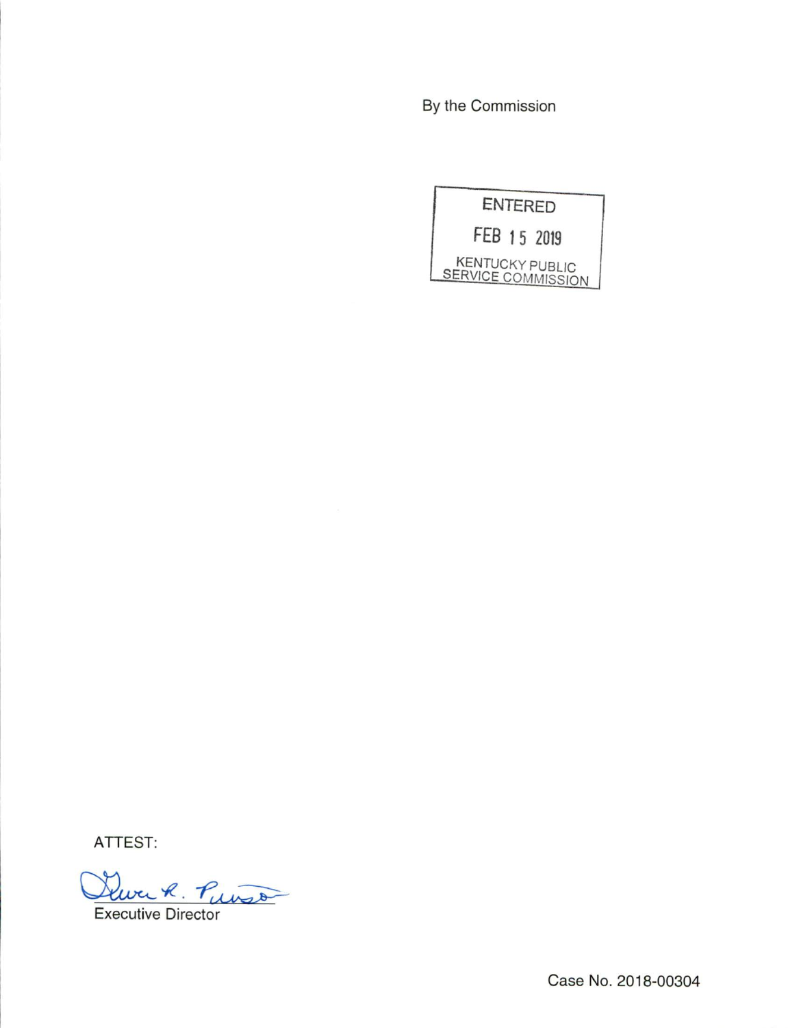By the Commission

ENTERED

FEB 15 2019

KENTUCKY PUBLIC SERVICE COMMISSION

ATTEST:

Executive Director

Case No. 2018-00304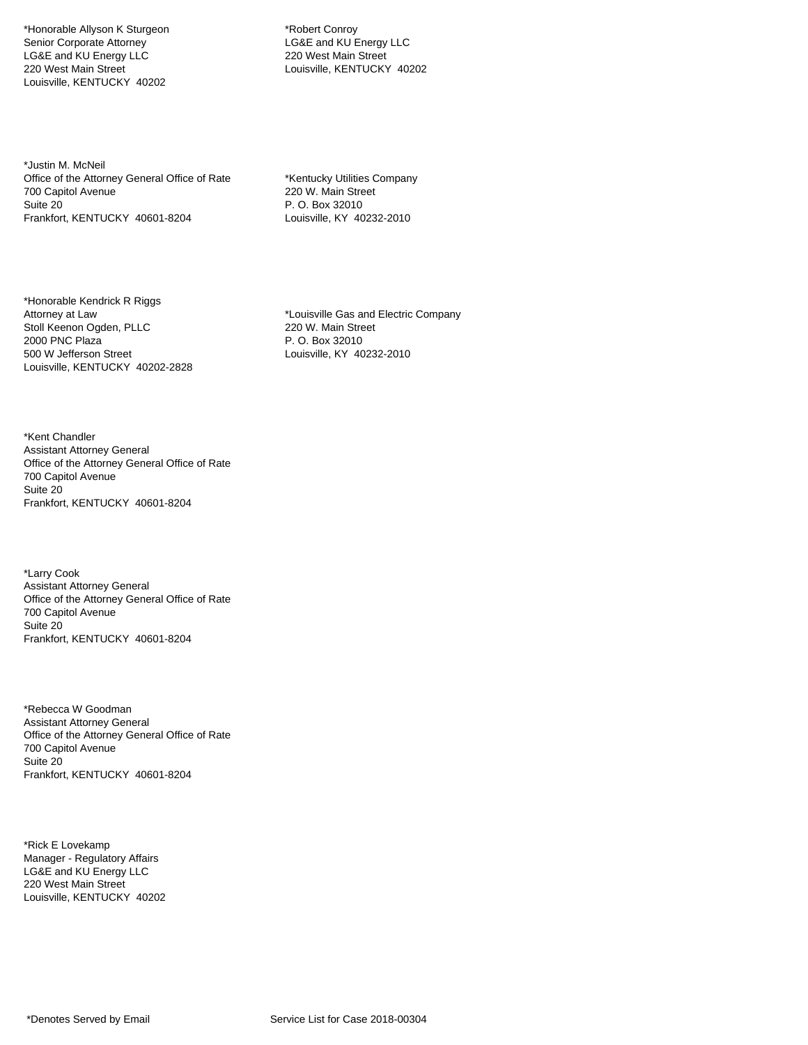*Honorable Allyson K Sturgeon
Senior Corporate Attorney
LG&E and KU Energy LLC
220 West Main Street
Louisville, KENTUCKY 40202

*Robert Conroy
LG&E and KU Energy LLC
220 West Main Street
Louisville, KENTUCKY 40202

*Justin M. McNeil
Office of the Attorney General Office of Rate
700 Capitol Avenue
Suite 20
Frankfort, KENTUCKY 40601-8204

*Kentucky Utilities Company
220 W. Main Street
P. O. Box 32010
Louisville, KY 40232-2010

*Honorable Kendrick R Riggs
Attorney at Law
Stoll Keenon Ogden, PLLC
2000 PNC Plaza
500 W Jefferson Street
Louisville, KENTUCKY 40202-2828

*Louisville Gas and Electric Company
220 W. Main Street
P. O. Box 32010
Louisville, KY 40232-2010

*Kent Chandler
Assistant Attorney General
Office of the Attorney General Office of Rate
700 Capitol Avenue
Suite 20
Frankfort, KENTUCKY 40601-8204

*Larry Cook
Assistant Attorney General
Office of the Attorney General Office of Rate
700 Capitol Avenue
Suite 20
Frankfort, KENTUCKY 40601-8204

*Rebecca W Goodman
Assistant Attorney General
Office of the Attorney General Office of Rate
700 Capitol Avenue
Suite 20
Frankfort, KENTUCKY 40601-8204

*Rick E Lovekamp
Manager - Regulatory Affairs
LG&E and KU Energy LLC
220 West Main Street
Louisville, KENTUCKY 40202

*Denotes Served by Email

Service List for Case 2018-00304